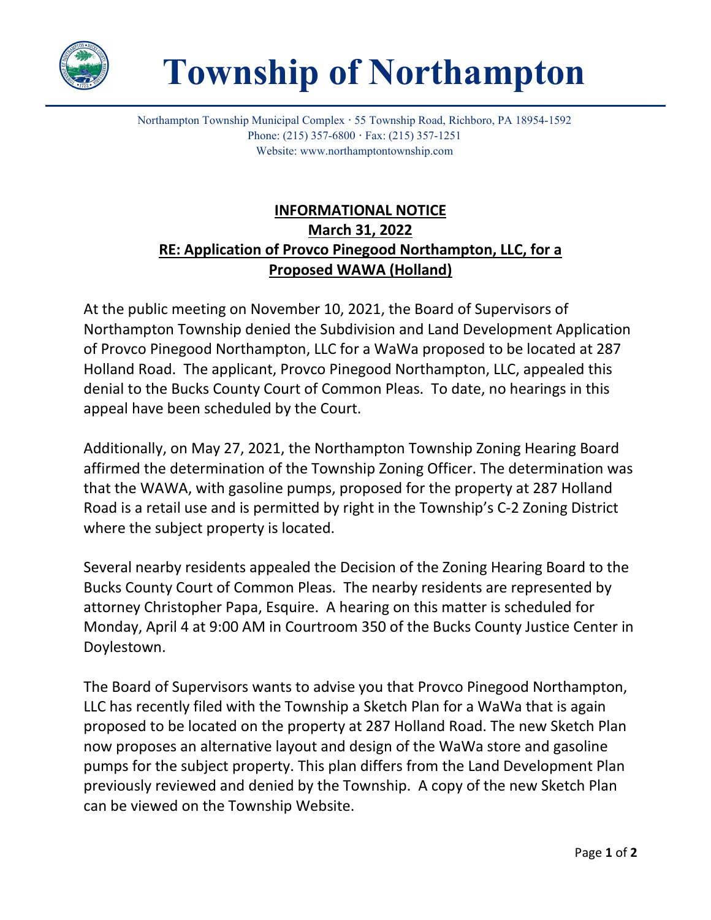# Township of Northampton

Northampton Township Municipal Complex · 55 Township Road, Richboro, PA 18954-1592
Phone: (215) 357-6800 · Fax: (215) 357-1251
Website: www.northamptontownship.com

## INFORMATIONAL NOTICE
## March 31, 2022
## RE: Application of Provco Pinegood Northampton, LLC, for a Proposed WAWA (Holland)

At the public meeting on November 10, 2021, the Board of Supervisors of Northampton Township denied the Subdivision and Land Development Application of Provco Pinegood Northampton, LLC for a WaWa proposed to be located at 287 Holland Road. The applicant, Provco Pinegood Northampton, LLC, appealed this denial to the Bucks County Court of Common Pleas. To date, no hearings in this appeal have been scheduled by the Court.

Additionally, on May 27, 2021, the Northampton Township Zoning Hearing Board affirmed the determination of the Township Zoning Officer. The determination was that the WAWA, with gasoline pumps, proposed for the property at 287 Holland Road is a retail use and is permitted by right in the Township's C-2 Zoning District where the subject property is located.

Several nearby residents appealed the Decision of the Zoning Hearing Board to the Bucks County Court of Common Pleas. The nearby residents are represented by attorney Christopher Papa, Esquire. A hearing on this matter is scheduled for Monday, April 4 at 9:00 AM in Courtroom 350 of the Bucks County Justice Center in Doylestown.

The Board of Supervisors wants to advise you that Provco Pinegood Northampton, LLC has recently filed with the Township a Sketch Plan for a WaWa that is again proposed to be located on the property at 287 Holland Road. The new Sketch Plan now proposes an alternative layout and design of the WaWa store and gasoline pumps for the subject property. This plan differs from the Land Development Plan previously reviewed and denied by the Township. A copy of the new Sketch Plan can be viewed on the Township Website.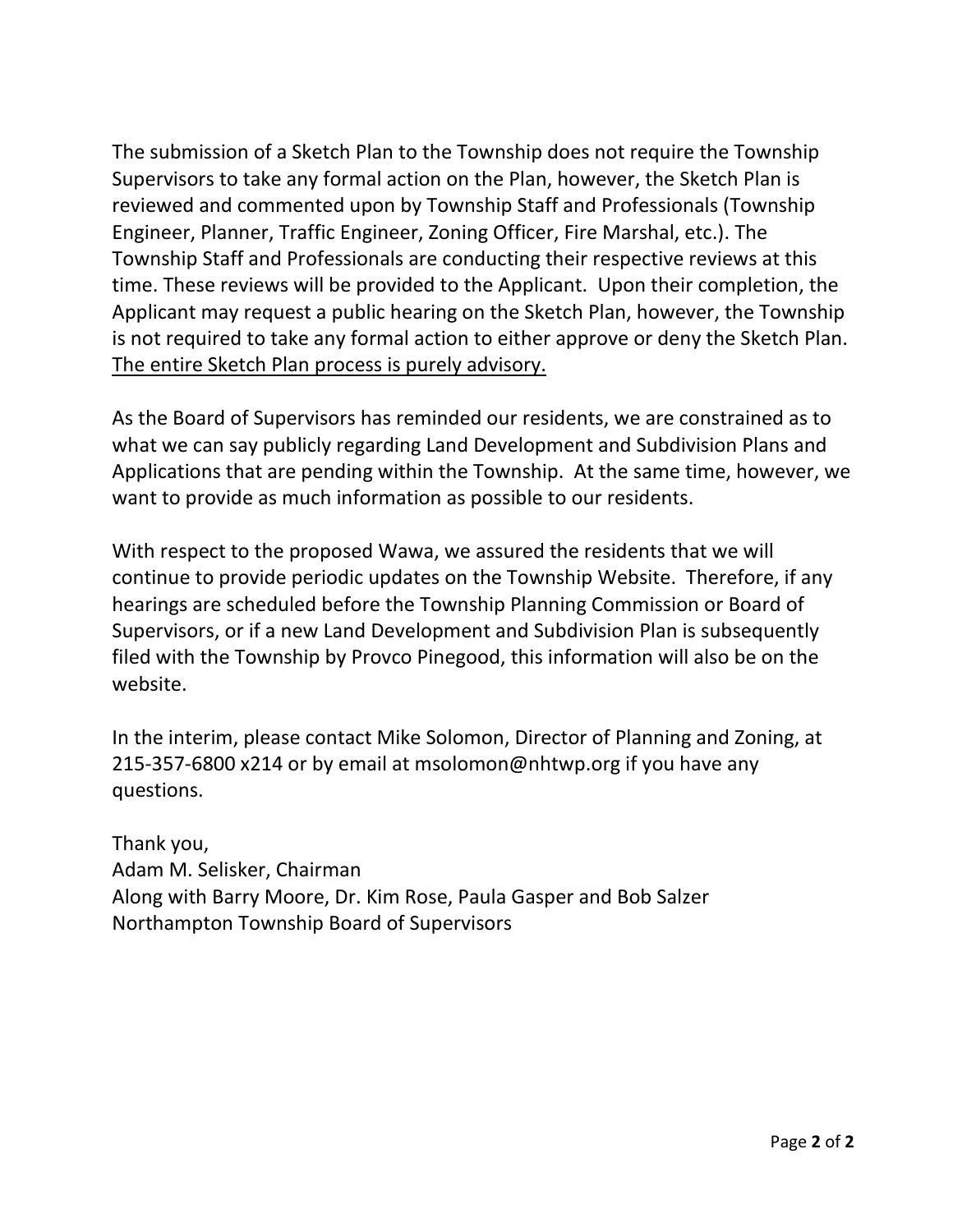The submission of a Sketch Plan to the Township does not require the Township Supervisors to take any formal action on the Plan, however, the Sketch Plan is reviewed and commented upon by Township Staff and Professionals (Township Engineer, Planner, Traffic Engineer, Zoning Officer, Fire Marshal, etc.). The Township Staff and Professionals are conducting their respective reviews at this time. These reviews will be provided to the Applicant. Upon their completion, the Applicant may request a public hearing on the Sketch Plan, however, the Township is not required to take any formal action to either approve or deny the Sketch Plan. <u>The entire Sketch Plan process is purely advisory.</u>

As the Board of Supervisors has reminded our residents, we are constrained as to what we can say publicly regarding Land Development and Subdivision Plans and Applications that are pending within the Township. At the same time, however, we want to provide as much information as possible to our residents.

With respect to the proposed Wawa, we assured the residents that we will continue to provide periodic updates on the Township Website. Therefore, if any hearings are scheduled before the Township Planning Commission or Board of Supervisors, or if a new Land Development and Subdivision Plan is subsequently filed with the Township by Provco Pinegood, this information will also be on the website.

In the interim, please contact Mike Solomon, Director of Planning and Zoning, at 215-357-6800 x214 or by email at msolomon@nhtwp.org if you have any questions.

Thank you,
Adam M. Selisker, Chairman
Along with Barry Moore, Dr. Kim Rose, Paula Gasper and Bob Salzer
Northampton Township Board of Supervisors